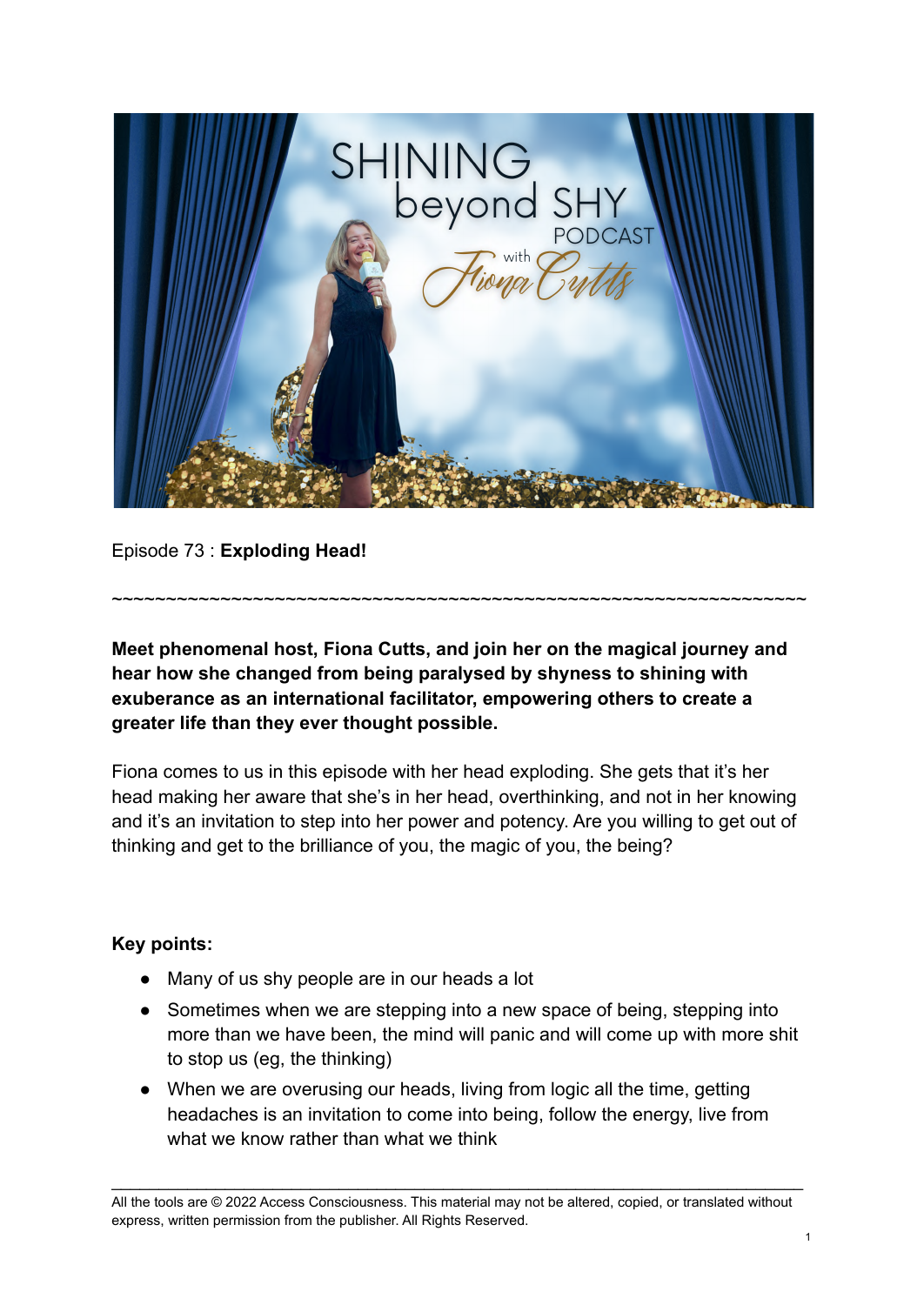Episode 73 : **Exploding Head!**

~~~~~~~~~~~~~~~~~~~~~~~~~~~~~~~~~~~~~~~~~~~~~~~~~~~~~~~~~~~~~~~~~~~~

**Meet phenomenal host, Fiona Cutts, and join her on the magical journey and hear how she changed from being paralysed by shyness to shining with exuberance as an international facilitator, empowering others to create a greater life than they ever thought possible.**

Fiona comes to us in this episode with her head exploding. She gets that it's her head making her aware that she's in her head, overthinking, and not in her knowing and it's an invitation to step into her power and potency. Are you willing to get out of thinking and get to the brilliance of you, the magic of you, the being?

**Key points:**

- Many of us shy people are in our heads a lot
- Sometimes when we are stepping into a new space of being, stepping into more than we have been, the mind will panic and will come up with more shit to stop us (eg, the thinking)
- When we are overusing our heads, living from logic all the time, getting headaches is an invitation to come into being, follow the energy, live from what we know rather than what we think

All the tools are © 2022 Access Consciousness. This material may not be altered, copied, or translated without express, written permission from the publisher. All Rights Reserved.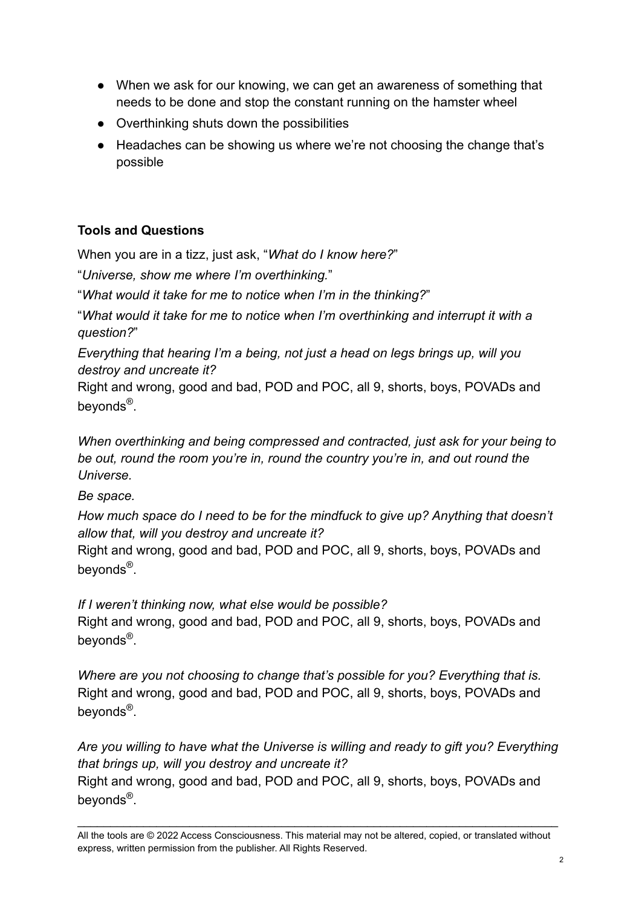- When we ask for our knowing, we can get an awareness of something that needs to be done and stop the constant running on the hamster wheel
- Overthinking shuts down the possibilities
- Headaches can be showing us where we're not choosing the change that's possible

**Tools and Questions**

When you are in a tizz, just ask, "*What do I know here?*"

"*Universe, show me where I'm overthinking.*"

"*What would it take for me to notice when I'm in the thinking?*"

"*What would it take for me to notice when I'm overthinking and interrupt it with a question?*"

*Everything that hearing I'm a being, not just a head on legs brings up, will you destroy and uncreate it?*
Right and wrong, good and bad, POD and POC, all 9, shorts, boys, POVADs and beyonds®.

*When overthinking and being compressed and contracted, just ask for your being to be out, round the room you're in, round the country you're in, and out round the Universe.*

*Be space.*

*How much space do I need to be for the mindfuck to give up? Anything that doesn't allow that, will you destroy and uncreate it?*
Right and wrong, good and bad, POD and POC, all 9, shorts, boys, POVADs and beyonds®.

*If I weren't thinking now, what else would be possible?*
Right and wrong, good and bad, POD and POC, all 9, shorts, boys, POVADs and beyonds®.

*Where are you not choosing to change that's possible for you? Everything that is.*
Right and wrong, good and bad, POD and POC, all 9, shorts, boys, POVADs and beyonds®.

*Are you willing to have what the Universe is willing and ready to gift you? Everything that brings up, will you destroy and uncreate it?*
Right and wrong, good and bad, POD and POC, all 9, shorts, boys, POVADs and beyonds®.

---

All the tools are © 2022 Access Consciousness. This material may not be altered, copied, or translated without express, written permission from the publisher. All Rights Reserved.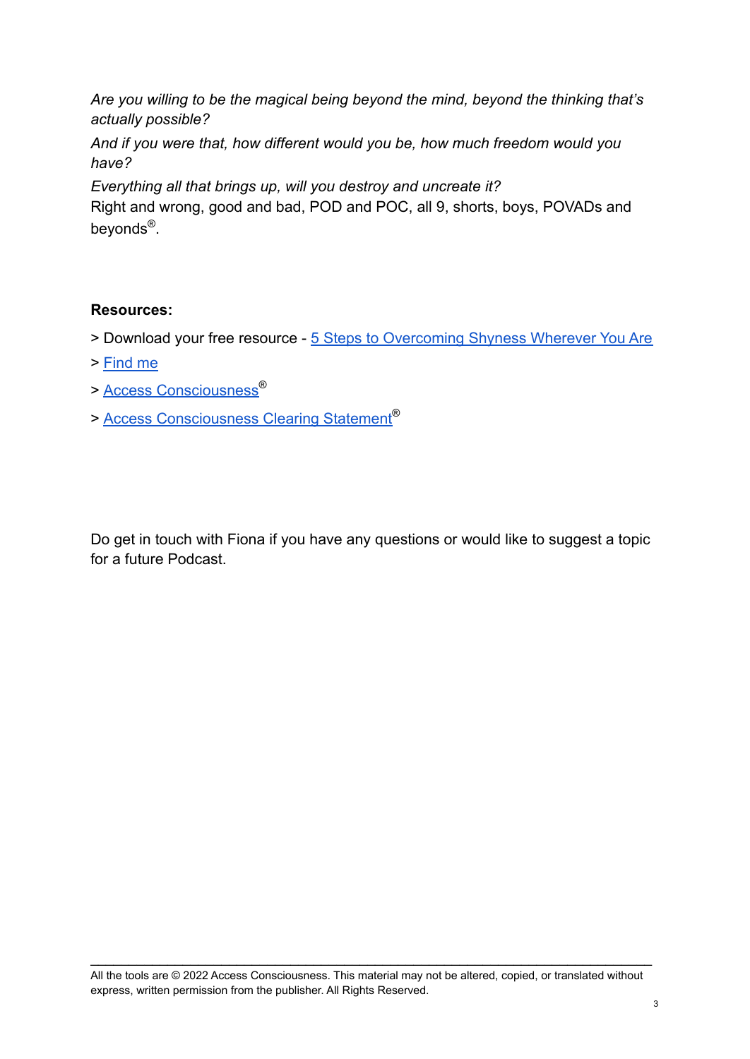*Are you willing to be the magical being beyond the mind, beyond the thinking that's actually possible?*

*And if you were that, how different would you be, how much freedom would you have?*

*Everything all that brings up, will you destroy and uncreate it?*

Right and wrong, good and bad, POD and POC, all 9, shorts, boys, POVADs and beyonds®.

**Resources:**

> Download your free resource - 5 Steps to Overcoming Shyness Wherever You Are

> Find me

> Access Consciousness®

> Access Consciousness Clearing Statement®

Do get in touch with Fiona if you have any questions or would like to suggest a topic for a future Podcast.

All the tools are © 2022 Access Consciousness. This material may not be altered, copied, or translated without express, written permission from the publisher. All Rights Reserved.